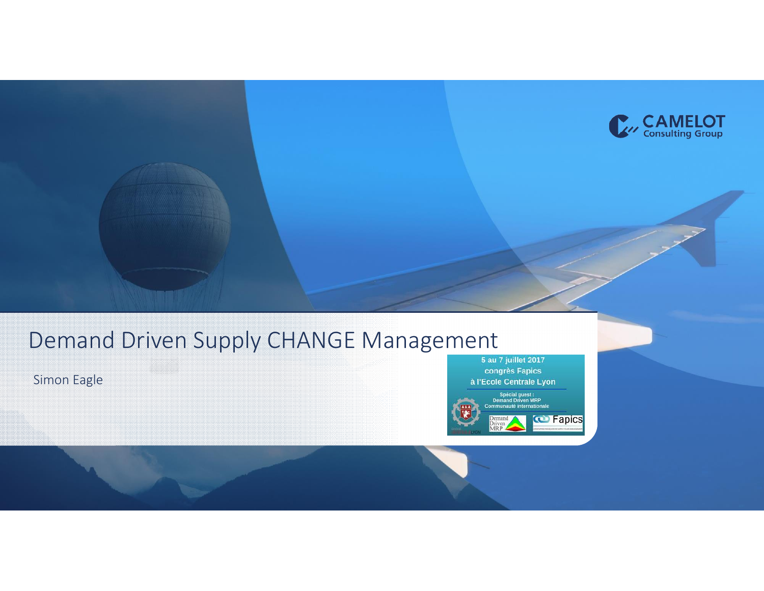# Demand Driven Supply CHANGE Management

Simon Eagle

CAMELOT Consulting Group

5 au 7 juillet 2017
congrès Fapics
à l'Ecole Centrale Lyon

Spécial guest :
Demand Driven MRP
Communauté internationale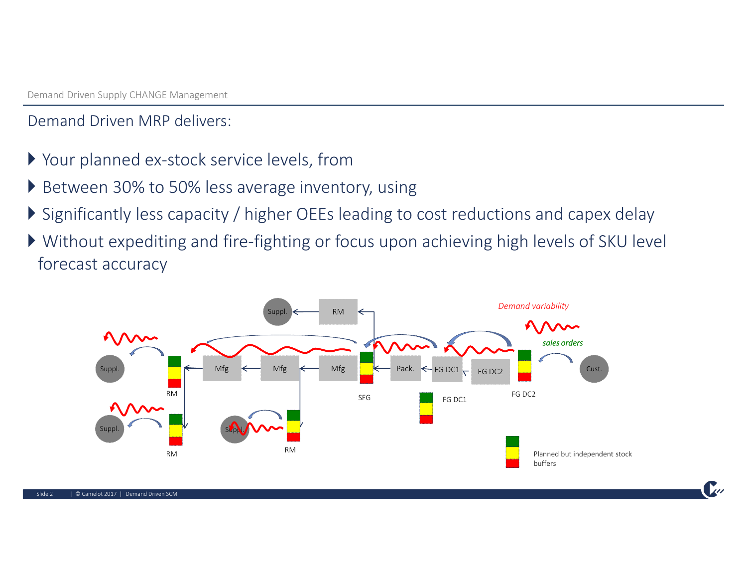## Demand Driven MRP delivers:

- Your planned ex-stock service levels, from
- Between 30% to 50% less average inventory, using
- Significantly less capacity / higher OEEs leading to cost reductions and capex delay
- Without expediting and fire-fighting or focus upon achieving high levels of SKU level forecast accuracy

Suppl. RM Mfg Mfg Mfg SFG Pack. FG DC1 FG DC2 Cust.

*Demand variability*

*sales orders*

Planned but independent stock buffers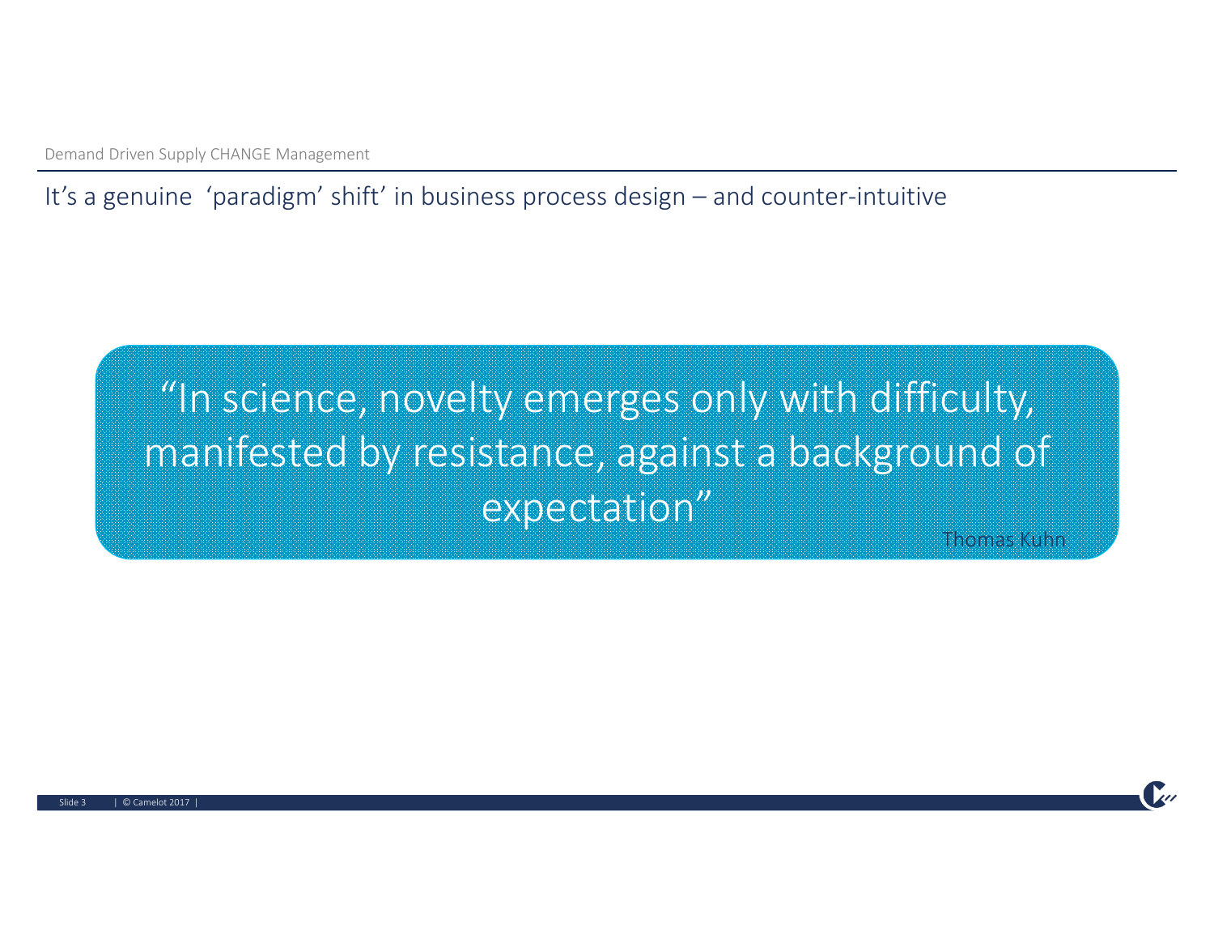Demand Driven Supply CHANGE Management

## It’s a genuine ‘paradigm’ shift’ in business process design – and counter-intuitive

> “In science, novelty emerges only with difficulty, manifested by resistance, against a background of expectation”
>
> Thomas Kuhn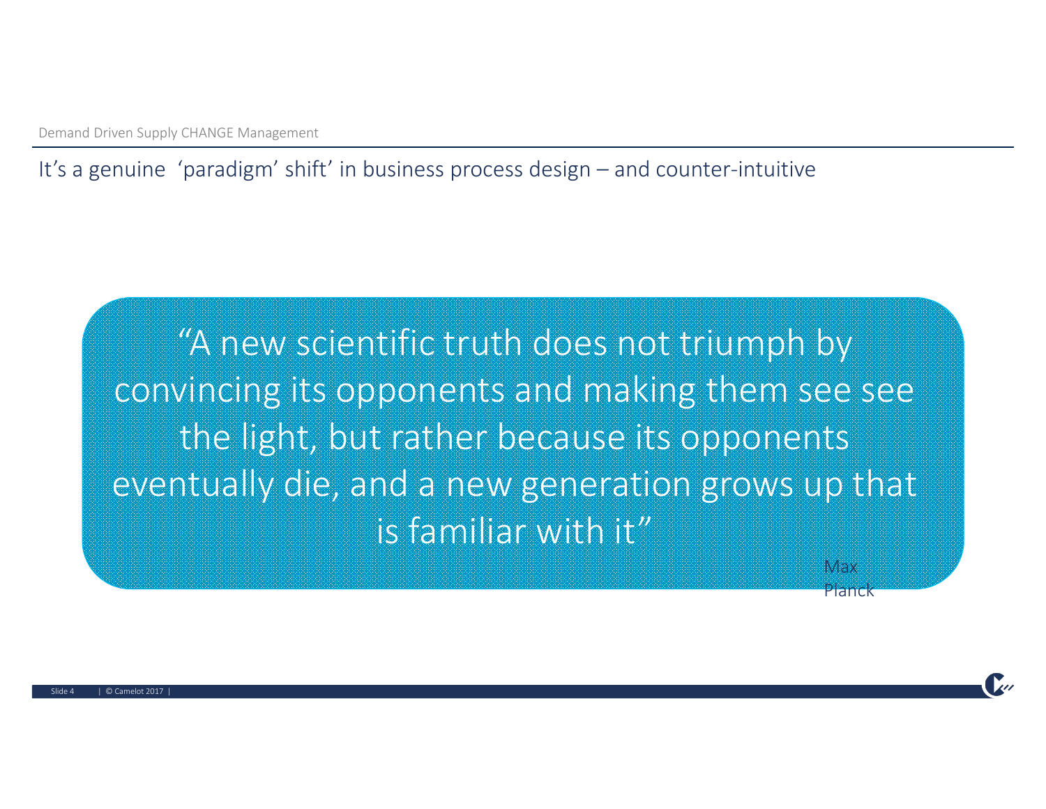Demand Driven Supply CHANGE Management

## It’s a genuine ‘paradigm’ shift’ in business process design – and counter-intuitive

> “A new scientific truth does not triumph by convincing its opponents and making them see see the light, but rather because its opponents eventually die, and a new generation grows up that is familiar with it”
>
> Max Planck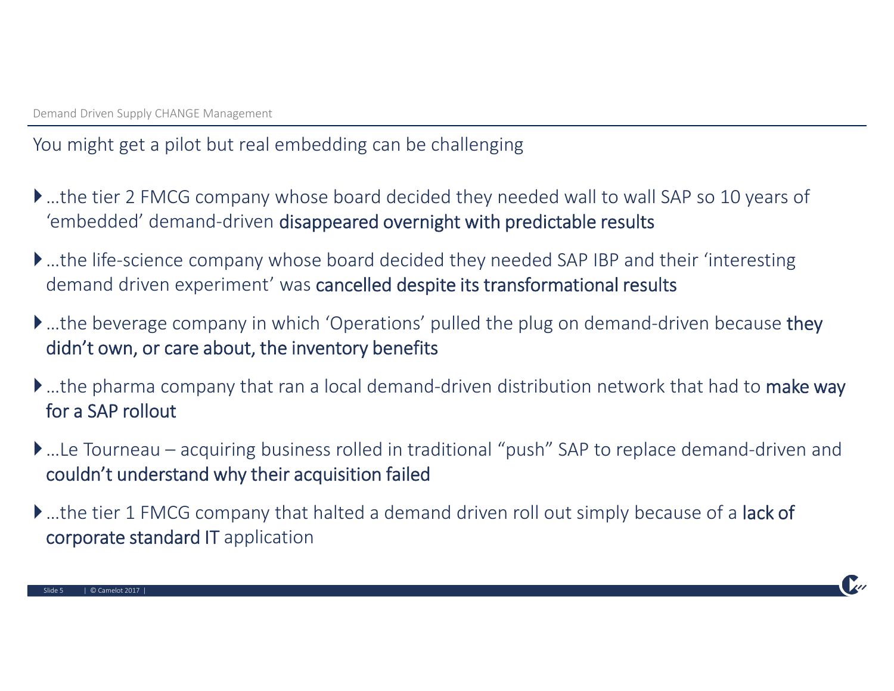## You might get a pilot but real embedding can be challenging

- …the tier 2 FMCG company whose board decided they needed wall to wall SAP so 10 years of 'embedded' demand-driven **disappeared overnight with predictable results**
- …the life-science company whose board decided they needed SAP IBP and their 'interesting demand driven experiment' was **cancelled despite its transformational results**
- …the beverage company in which 'Operations' pulled the plug on demand-driven because **they didn't own, or care about, the inventory benefits**
- …the pharma company that ran a local demand-driven distribution network that had to **make way for a SAP rollout**
- …Le Tourneau – acquiring business rolled in traditional "push" SAP to replace demand-driven and **couldn't understand why their acquisition failed**
- …the tier 1 FMCG company that halted a demand driven roll out simply because of a **lack of corporate standard IT** application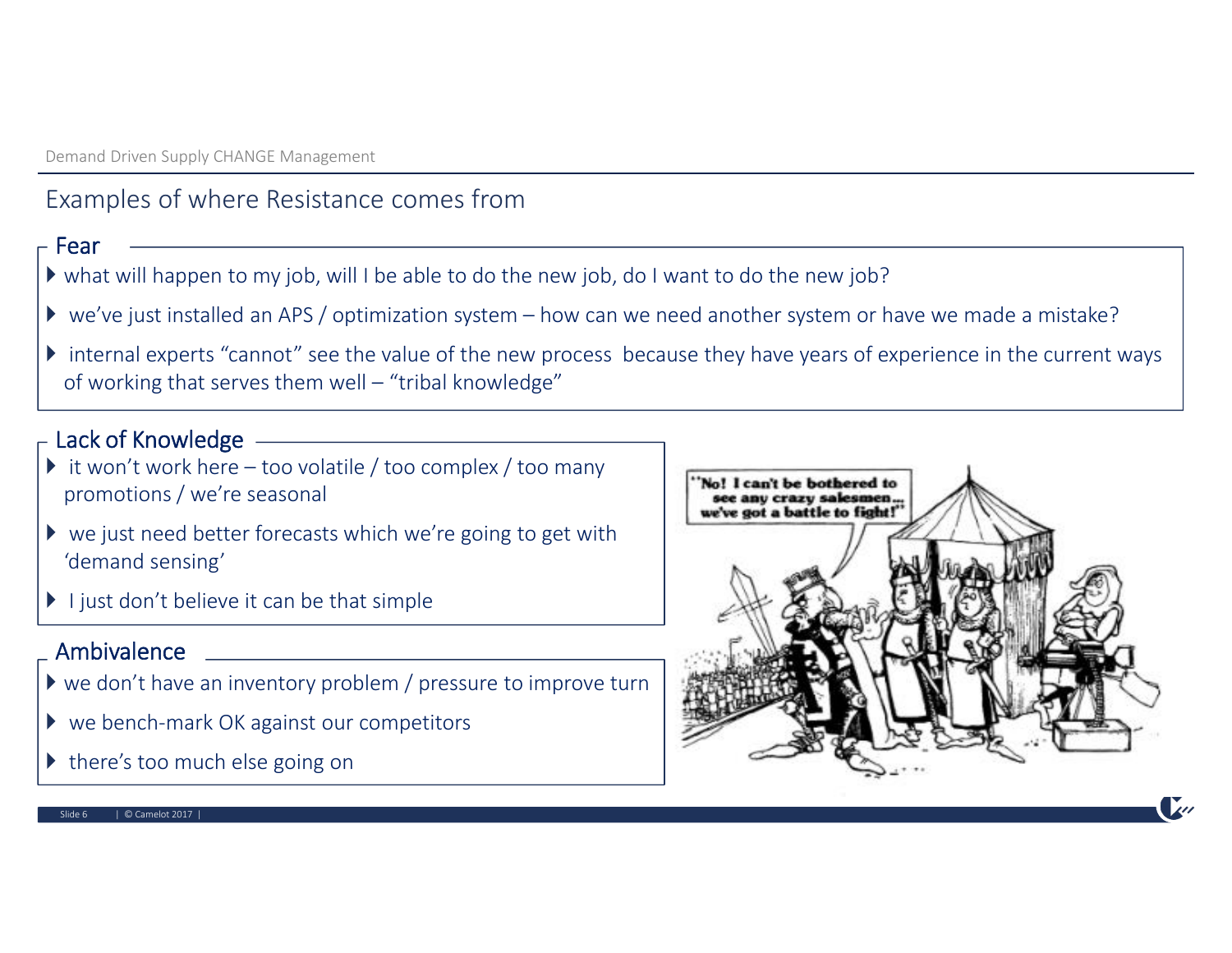Demand Driven Supply CHANGE Management

## Examples of where Resistance comes from

### Fear

- what will happen to my job, will I be able to do the new job, do I want to do the new job?
- we've just installed an APS / optimization system – how can we need another system or have we made a mistake?
- internal experts "cannot" see the value of the new process because they have years of experience in the current ways of working that serves them well – "tribal knowledge"

### Lack of Knowledge

- it won't work here – too volatile / too complex / too many promotions / we're seasonal
- we just need better forecasts which we're going to get with 'demand sensing'
- I just don't believe it can be that simple

### Ambivalence

- we don't have an inventory problem / pressure to improve turn
- we bench-mark OK against our competitors
- there's too much else going on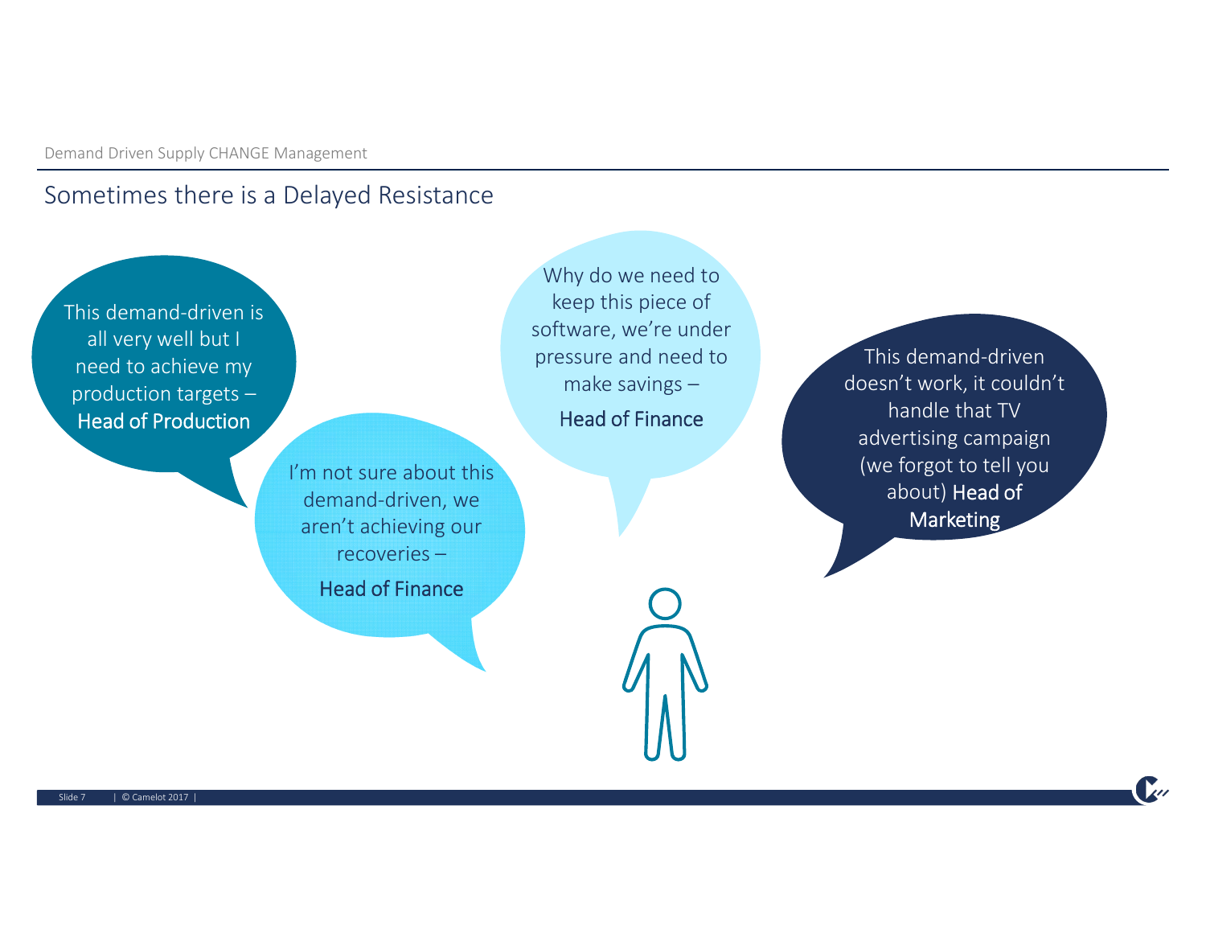Demand Driven Supply CHANGE Management

## Sometimes there is a Delayed Resistance

This demand-driven is all very well but I need to achieve my production targets – **Head of Production**

I'm not sure about this demand-driven, we aren't achieving our recoveries – **Head of Finance**

Why do we need to keep this piece of software, we're under pressure and need to make savings – **Head of Finance**

This demand-driven doesn't work, it couldn't handle that TV advertising campaign (we forgot to tell you about) **Head of Marketing**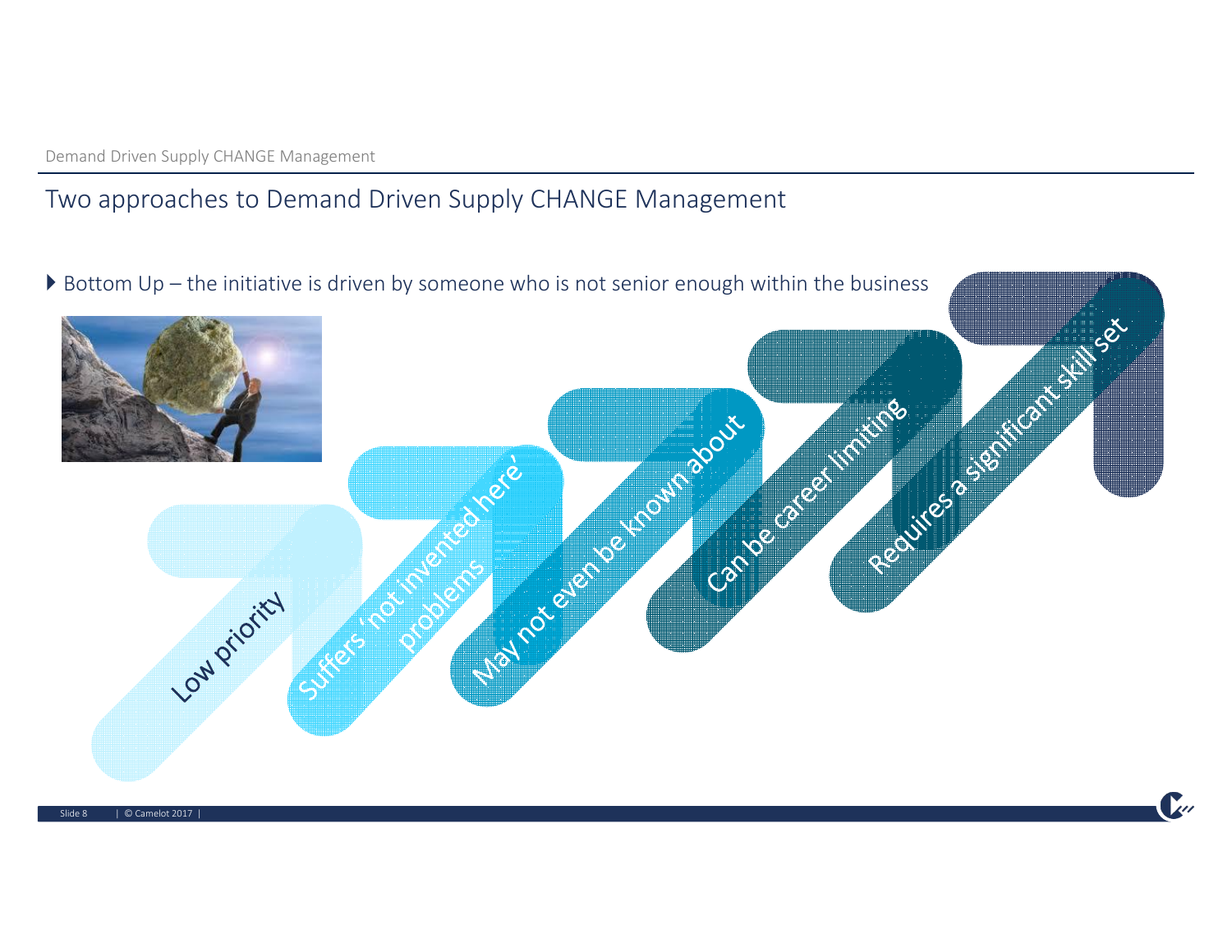## Two approaches to Demand Driven Supply CHANGE Management

- Bottom Up – the initiative is driven by someone who is not senior enough within the business

Low priority

Suffers 'not invented here' problems

May not even be known about

Can be career limiting

Requires a significant skill set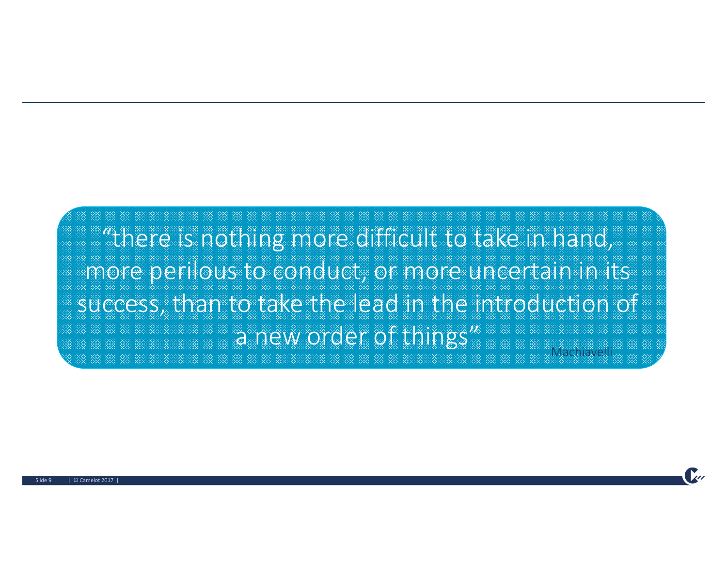> "there is nothing more difficult to take in hand, more perilous to conduct, or more uncertain in its success, than to take the lead in the introduction of a new order of things"
>
> Machiavelli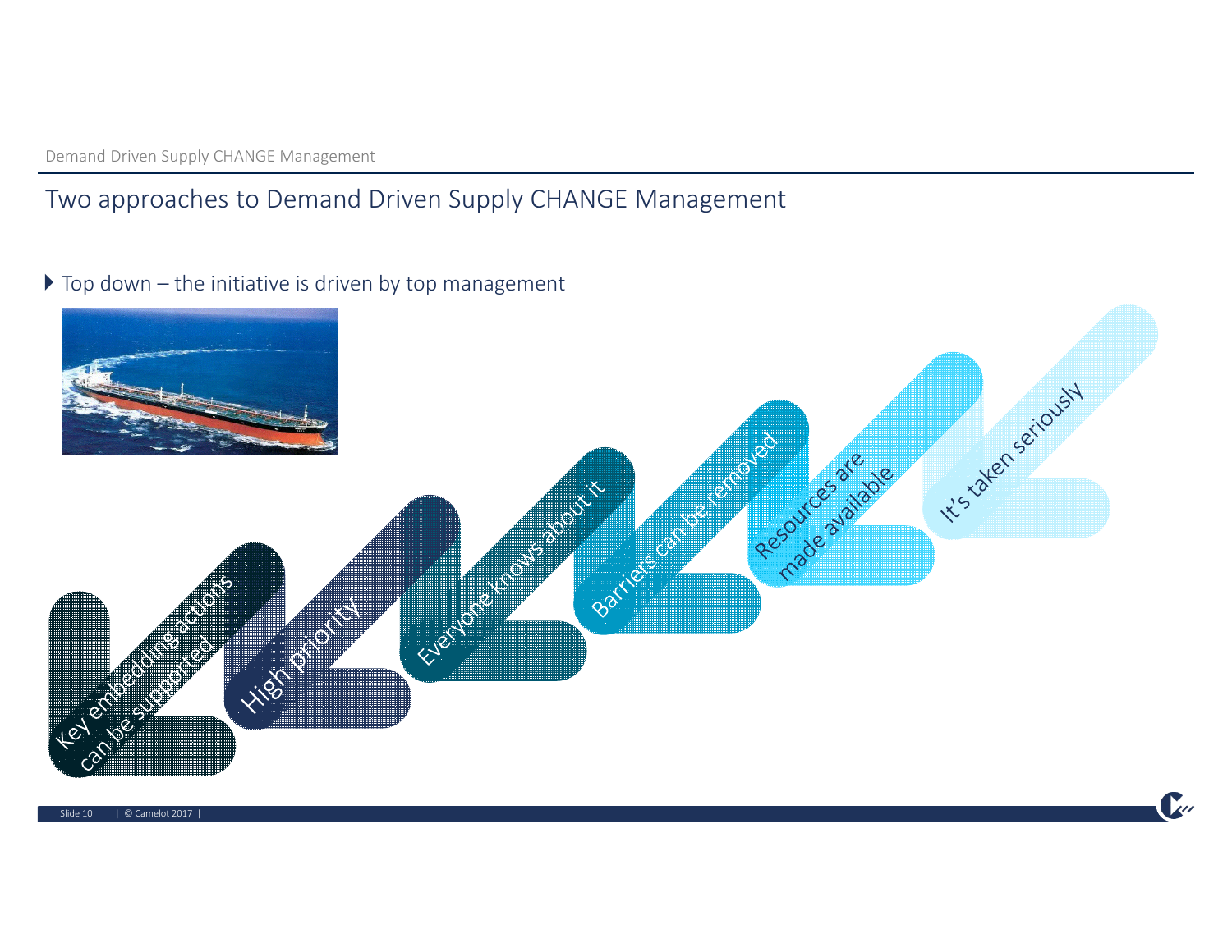## Two approaches to Demand Driven Supply CHANGE Management

- Top down – the initiative is driven by top management

Key embedding actions can be supported

High priority

Everyone knows about it

Barriers can be removed

Resources are made available

It's taken seriously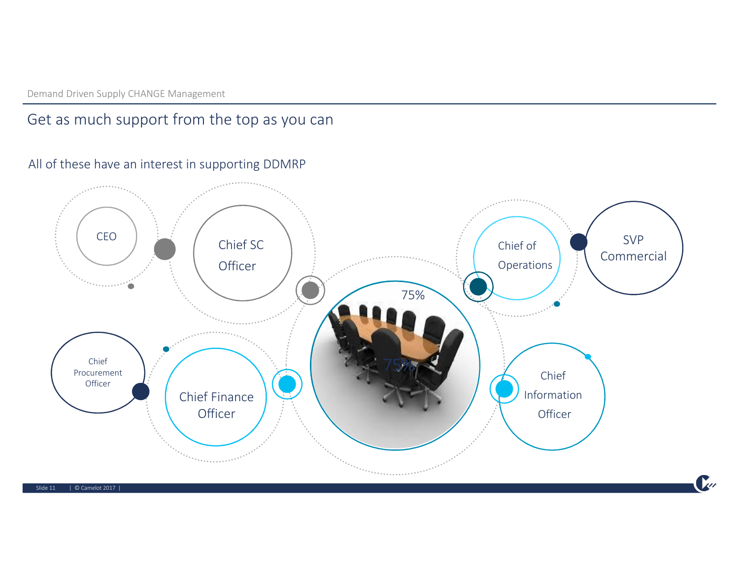Demand Driven Supply CHANGE Management

# Get as much support from the top as you can

All of these have an interest in supporting DDMRP

CEO

Chief SC Officer

Chief of Operations

SVP Commercial

75%

Chief Procurement Officer

Chief Finance Officer

Chief Information Officer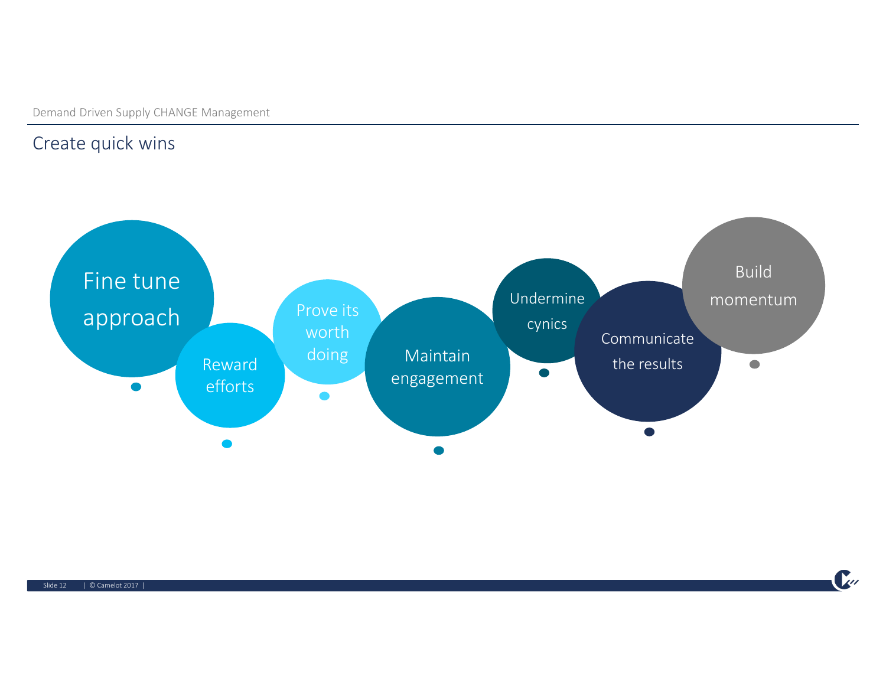## Create quick wins

- Fine tune approach
- Reward efforts
- Prove its worth doing
- Maintain engagement
- Undermine cynics
- Communicate the results
- Build momentum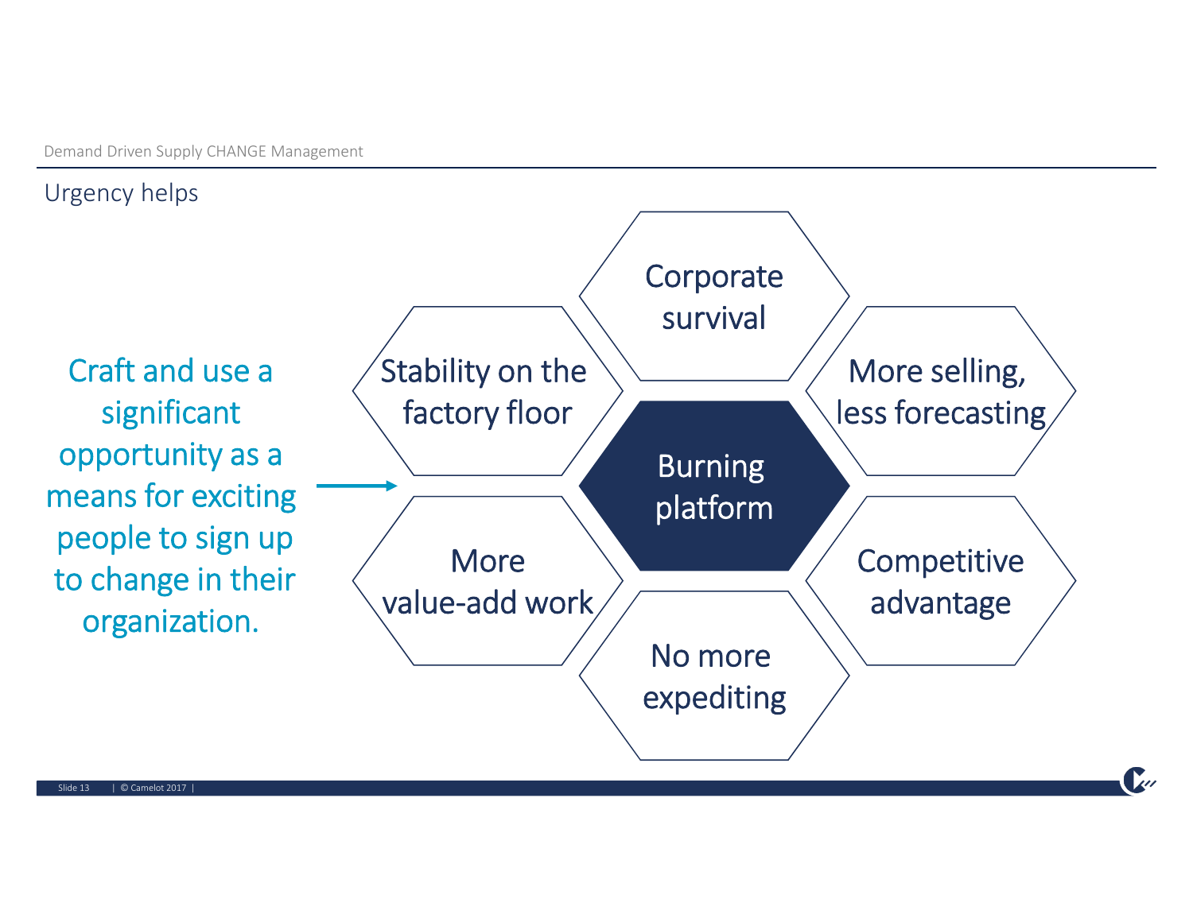## Urgency helps

Craft and use a significant opportunity as a means for exciting people to sign up to change in their organization.

- **Burning platform**
- Corporate survival
- More selling, less forecasting
- Competitive advantage
- No more expediting
- More value-add work
- Stability on the factory floor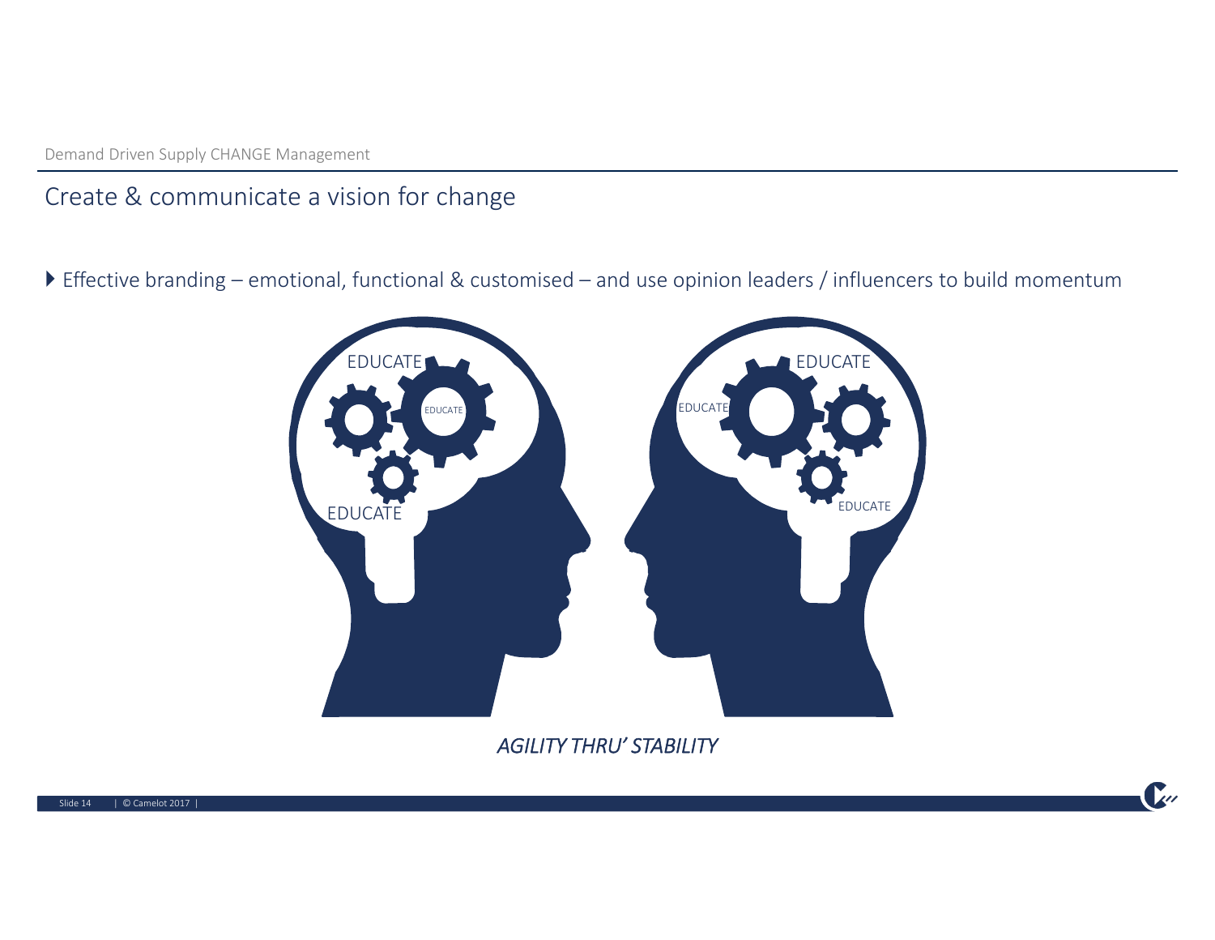Demand Driven Supply CHANGE Management

## Create & communicate a vision for change

- Effective branding – emotional, functional & customised – and use opinion leaders / influencers to build momentum

EDUCATE

EDUCATE

EDUCATE

EDUCATE

EDUCATE

EDUCATE

*AGILITY THRU' STABILITY*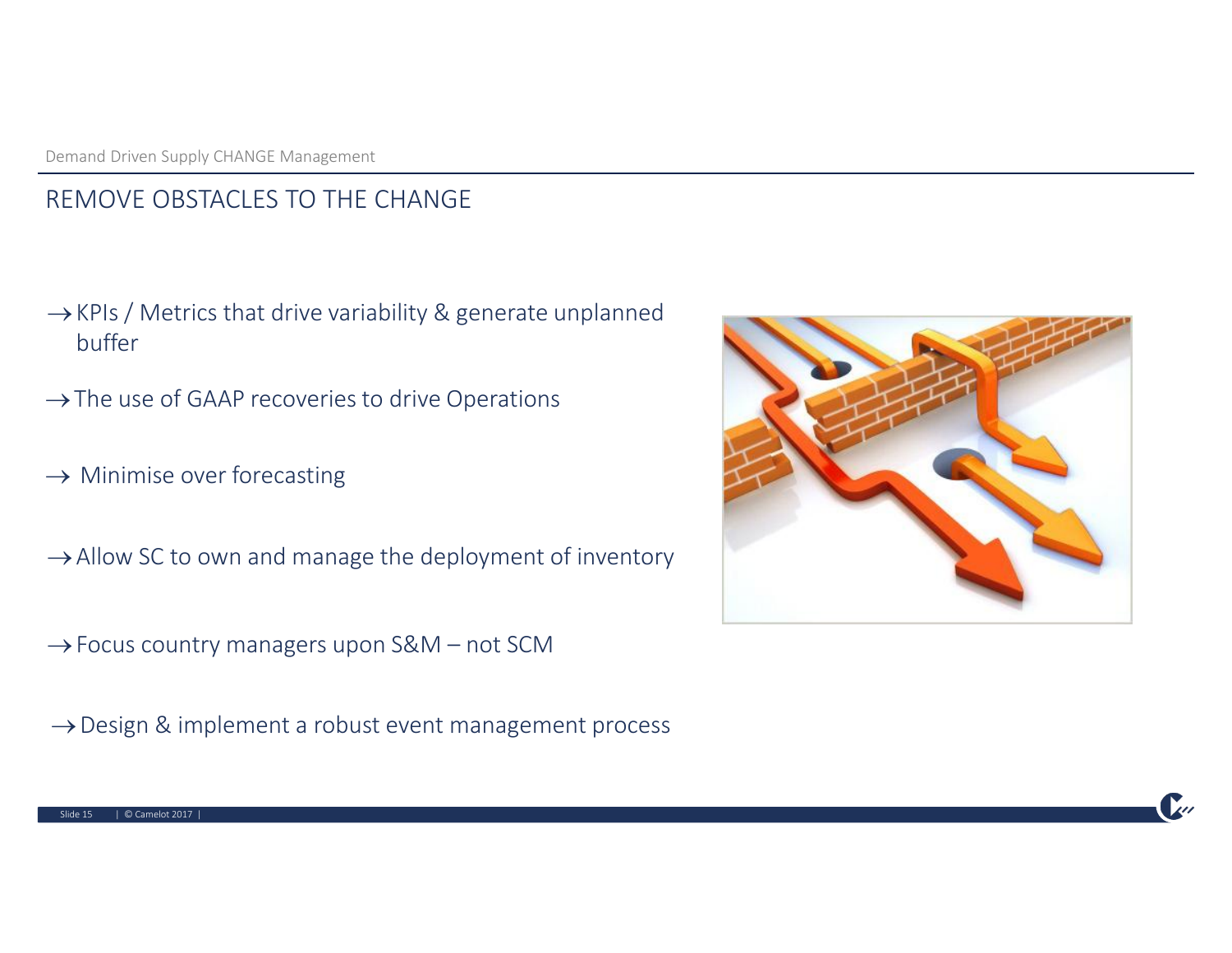Demand Driven Supply CHANGE Management

# REMOVE OBSTACLES TO THE CHANGE

- → KPIs / Metrics that drive variability & generate unplanned buffer
- → The use of GAAP recoveries to drive Operations
- → Minimise over forecasting
- → Allow SC to own and manage the deployment of inventory
- → Focus country managers upon S&M – not SCM
- → Design & implement a robust event management process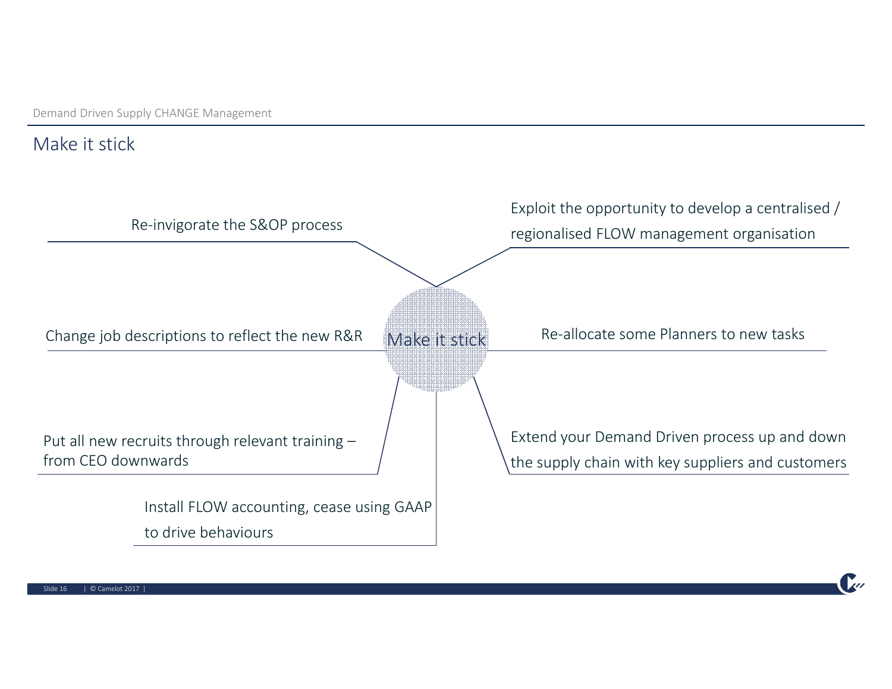## Make it stick

**Make it stick**

- Re-invigorate the S&OP process
- Exploit the opportunity to develop a centralised / regionalised FLOW management organisation
- Change job descriptions to reflect the new R&R
- Re-allocate some Planners to new tasks
- Put all new recruits through relevant training – from CEO downwards
- Extend your Demand Driven process up and down the supply chain with key suppliers and customers
- Install FLOW accounting, cease using GAAP to drive behaviours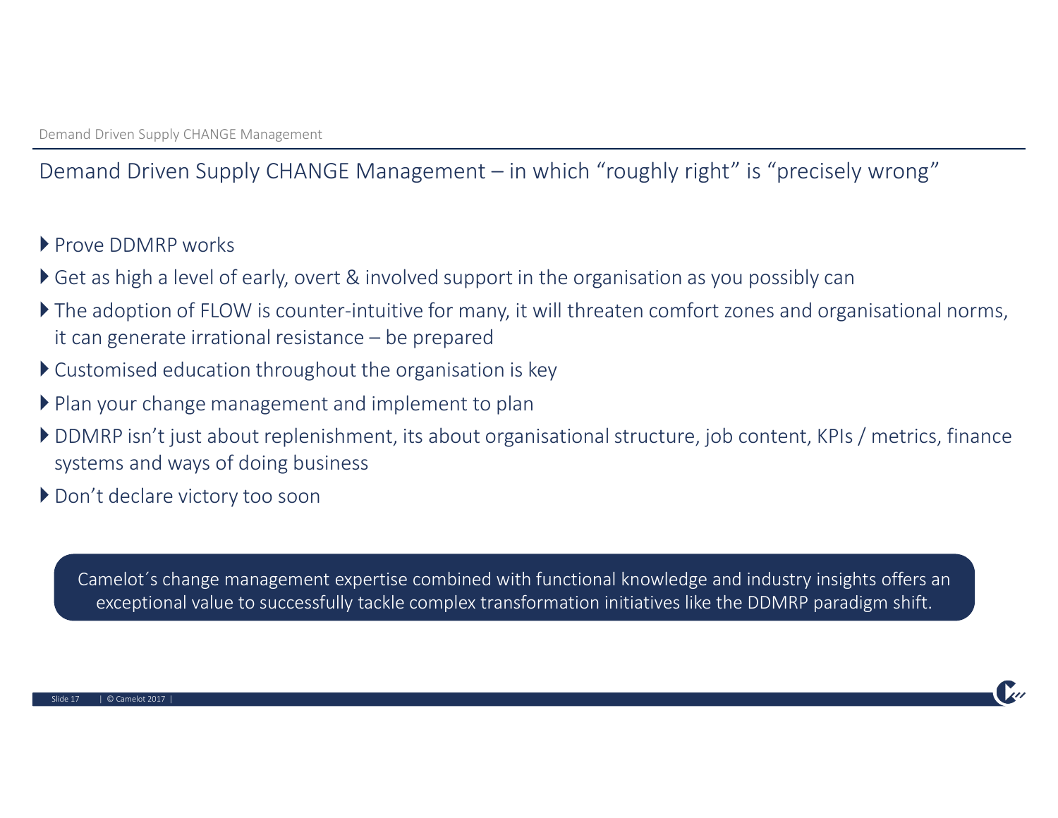## Demand Driven Supply CHANGE Management – in which “roughly right” is “precisely wrong”

- Prove DDMRP works
- Get as high a level of early, overt & involved support in the organisation as you possibly can
- The adoption of FLOW is counter-intuitive for many, it will threaten comfort zones and organisational norms, it can generate irrational resistance – be prepared
- Customised education throughout the organisation is key
- Plan your change management and implement to plan
- DDMRP isn’t just about replenishment, its about organisational structure, job content, KPIs / metrics, finance systems and ways of doing business
- Don’t declare victory too soon

Camelot´s change management expertise combined with functional knowledge and industry insights offers an exceptional value to successfully tackle complex transformation initiatives like the DDMRP paradigm shift.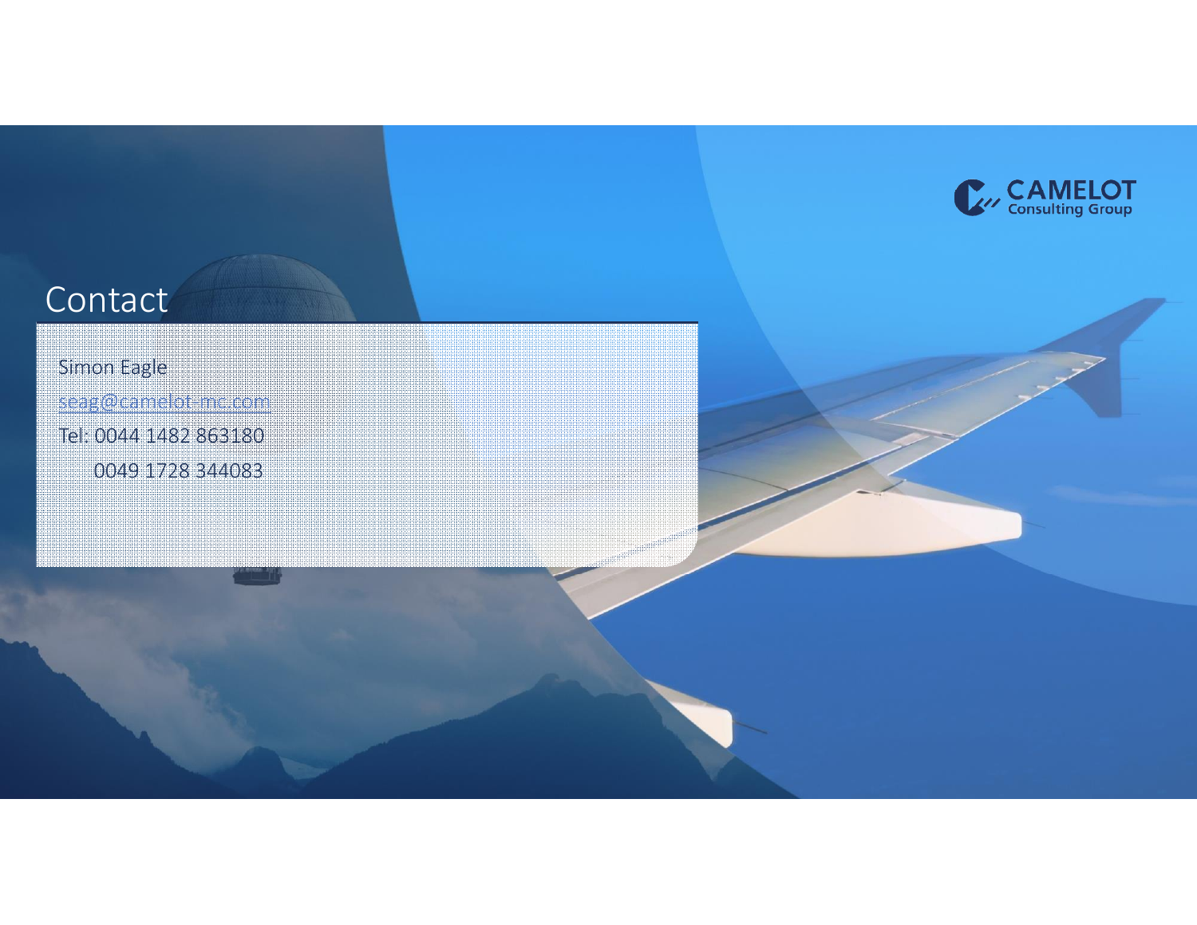CAMELOT
Consulting Group

# Contact

Simon Eagle

seag@camelot-mc.com

Tel: 0044 1482 863180

0049 1728 344083